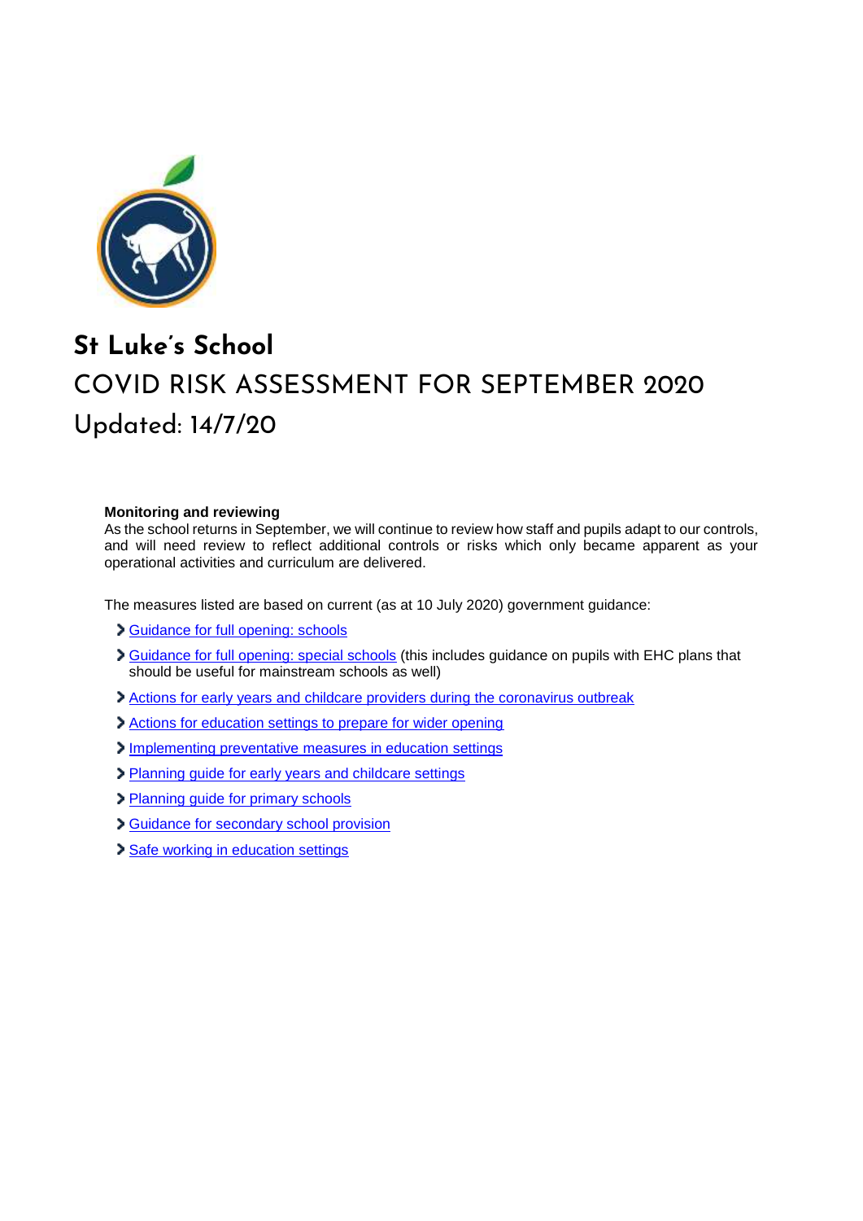# St Luke's School

## COVID RISK ASSESSMENT FOR SEPTEMBER 2020

## Updated: 14/7/20

**Monitoring and reviewing**

As the school returns in September, we will continue to review how staff and pupils adapt to our controls, and will need review to reflect additional controls or risks which only became apparent as your operational activities and curriculum are delivered.

The measures listed are based on current (as at 10 July 2020) government guidance:

- Guidance for full opening: schools
- Guidance for full opening: special schools (this includes guidance on pupils with EHC plans that should be useful for mainstream schools as well)
- Actions for early years and childcare providers during the coronavirus outbreak
- Actions for education settings to prepare for wider opening
- Implementing preventative measures in education settings
- Planning guide for early years and childcare settings
- Planning guide for primary schools
- Guidance for secondary school provision
- Safe working in education settings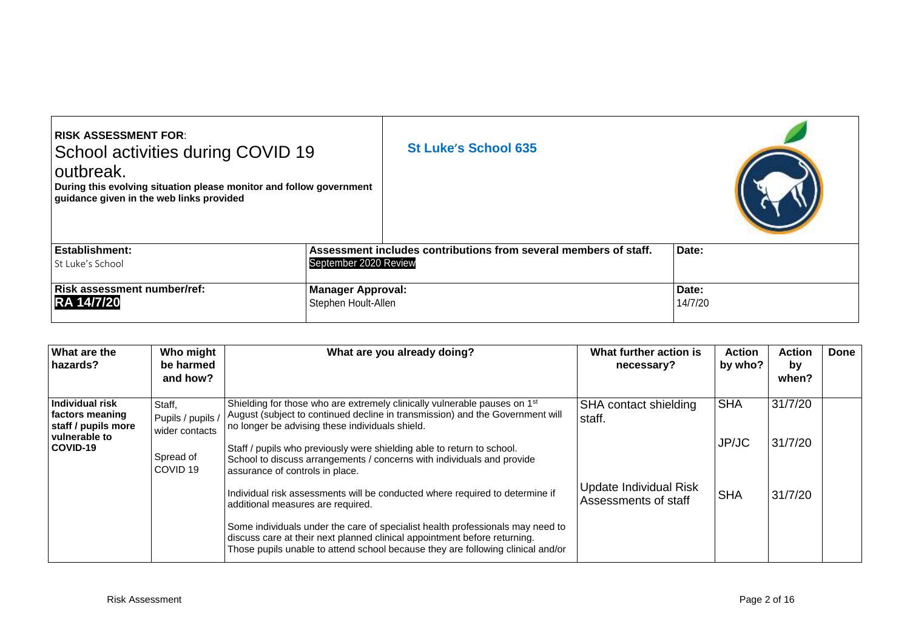| **RISK ASSESSMENT FOR:** School activities during COVID 19 outbreak. **During this evolving situation please monitor and follow government guidance given in the web links provided** | **St Luke's School 635** | |
|---|---|---|
| **Establishment:** St Luke's School | **Assessment includes contributions from several members of staff.** September 2020 Review | **Date:** |
| **Risk assessment number/ref:** **RA 14/7/20** | **Manager Approval:** Stephen Hoult-Allen | **Date:** 14/7/20 |

| What are the hazards? | Who might be harmed and how? | What are you already doing? | What further action is necessary? | Action by who? | Action by when? | Done |
|---|---|---|---|---|---|---|
| **Individual risk factors meaning staff / pupils more vulnerable to COVID-19** | Staff, Pupils / pupils / wider contacts<br><br>Spread of COVID 19 | Shielding for those who are extremely clinically vulnerable pauses on 1st August (subject to continued decline in transmission) and the Government will no longer be advising these individuals shield.<br><br>Staff / pupils who previously were shielding able to return to school. School to discuss arrangements / concerns with individuals and provide assurance of controls in place.<br><br>Individual risk assessments will be conducted where required to determine if additional measures are required.<br><br>Some individuals under the care of specialist health professionals may need to discuss care at their next planned clinical appointment before returning. Those pupils unable to attend school because they are following clinical and/or | SHA contact shielding staff.<br><br><br><br>Update Individual Risk Assessments of staff | SHA<br><br>JP/JC<br><br>SHA | 31/7/20<br><br>31/7/20<br><br>31/7/20 | |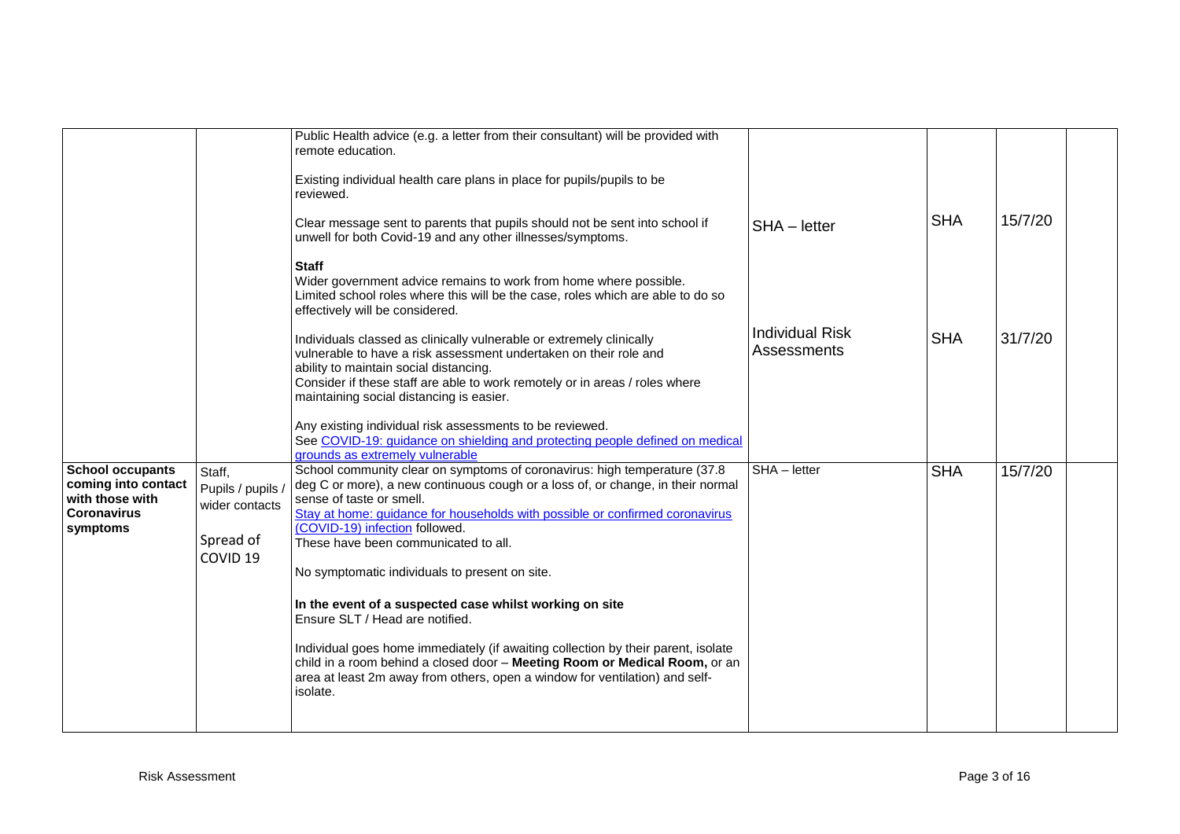| | | | | | | |
|---|---|---|---|---|---|---|
| | | Public Health advice (e.g. a letter from their consultant) will be provided with remote education.<br><br>Existing individual health care plans in place for pupils/pupils to be reviewed.<br><br>Clear message sent to parents that pupils should not be sent into school if unwell for both Covid-19 and any other illnesses/symptoms.<br><br>**Staff**<br>Wider government advice remains to work from home where possible. Limited school roles where this will be the case, roles which are able to do so effectively will be considered.<br><br>Individuals classed as clinically vulnerable or extremely clinically vulnerable to have a risk assessment undertaken on their role and ability to maintain social distancing.<br>Consider if these staff are able to work remotely or in areas / roles where maintaining social distancing is easier.<br><br>Any existing individual risk assessments to be reviewed.<br>See COVID-19: guidance on shielding and protecting people defined on medical grounds as extremely vulnerable | SHA – letter<br><br>Individual Risk Assessments | SHA<br><br>SHA | 15/7/20<br><br>31/7/20 | |
| **School occupants coming into contact with those with Coronavirus symptoms** | Staff, Pupils / pupils / wider contacts<br><br>Spread of COVID 19 | School community clear on symptoms of coronavirus: high temperature (37.8 deg C or more), a new continuous cough or a loss of, or change, in their normal sense of taste or smell.<br>Stay at home: guidance for households with possible or confirmed coronavirus (COVID-19) infection followed.<br>These have been communicated to all.<br><br>No symptomatic individuals to present on site.<br><br>**In the event of a suspected case whilst working on site**<br>Ensure SLT / Head are notified.<br><br>Individual goes home immediately (if awaiting collection by their parent, isolate child in a room behind a closed door – **Meeting Room or Medical Room,** or an area at least 2m away from others, open a window for ventilation) and self-isolate. | SHA – letter | SHA | 15/7/20 | |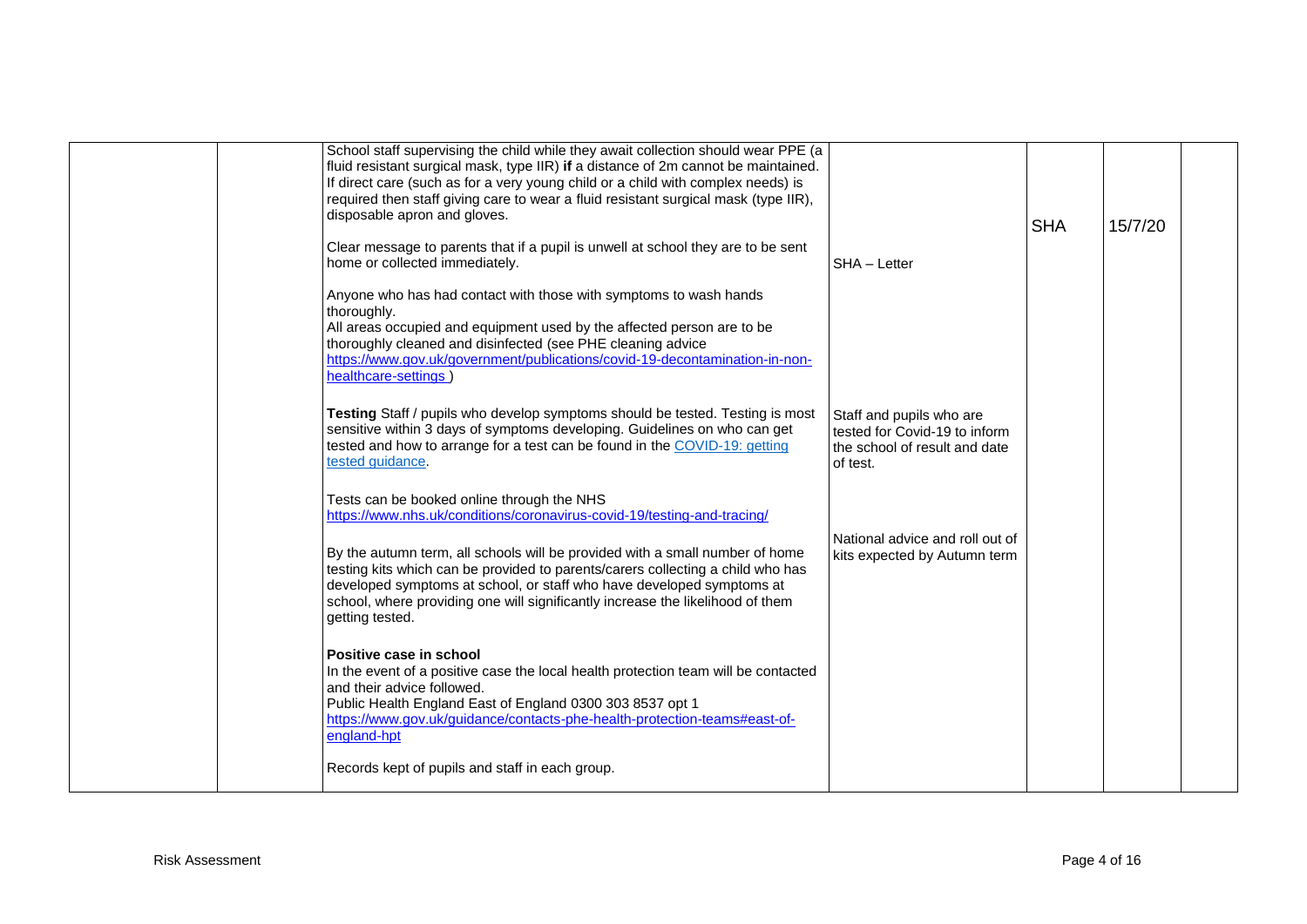| | | | | | | |
|---|---|---|---|---|---|---|
| | | School staff supervising the child while they await collection should wear PPE (a fluid resistant surgical mask, type IIR) **if** a distance of 2m cannot be maintained. If direct care (such as for a very young child or a child with complex needs) is required then staff giving care to wear a fluid resistant surgical mask (type IIR), disposable apron and gloves.<br><br>Clear message to parents that if a pupil is unwell at school they are to be sent home or collected immediately.<br><br>Anyone who has had contact with those with symptoms to wash hands thoroughly.<br>All areas occupied and equipment used by the affected person are to be thoroughly cleaned and disinfected (see PHE cleaning advice [https://www.gov.uk/government/publications/covid-19-decontamination-in-non-healthcare-settings](https://www.gov.uk/government/publications/covid-19-decontamination-in-non-healthcare-settings) )<br><br>**Testing** Staff / pupils who develop symptoms should be tested. Testing is most sensitive within 3 days of symptoms developing. Guidelines on who can get tested and how to arrange for a test can be found in the [COVID-19: getting tested guidance](#).<br><br>Tests can be booked online through the NHS [https://www.nhs.uk/conditions/coronavirus-covid-19/testing-and-tracing/](https://www.nhs.uk/conditions/coronavirus-covid-19/testing-and-tracing/)<br><br>By the autumn term, all schools will be provided with a small number of home testing kits which can be provided to parents/carers collecting a child who has developed symptoms at school, or staff who have developed symptoms at school, where providing one will significantly increase the likelihood of them getting tested.<br><br>**Positive case in school**<br>In the event of a positive case the local health protection team will be contacted and their advice followed.<br>Public Health England East of England 0300 303 8537 opt 1<br>[https://www.gov.uk/guidance/contacts-phe-health-protection-teams#east-of-england-hpt](https://www.gov.uk/guidance/contacts-phe-health-protection-teams#east-of-england-hpt)<br><br>Records kept of pupils and staff in each group. | SHA – Letter<br><br>Staff and pupils who are tested for Covid-19 to inform the school of result and date of test.<br><br>National advice and roll out of kits expected by Autumn term | SHA | 15/7/20 | |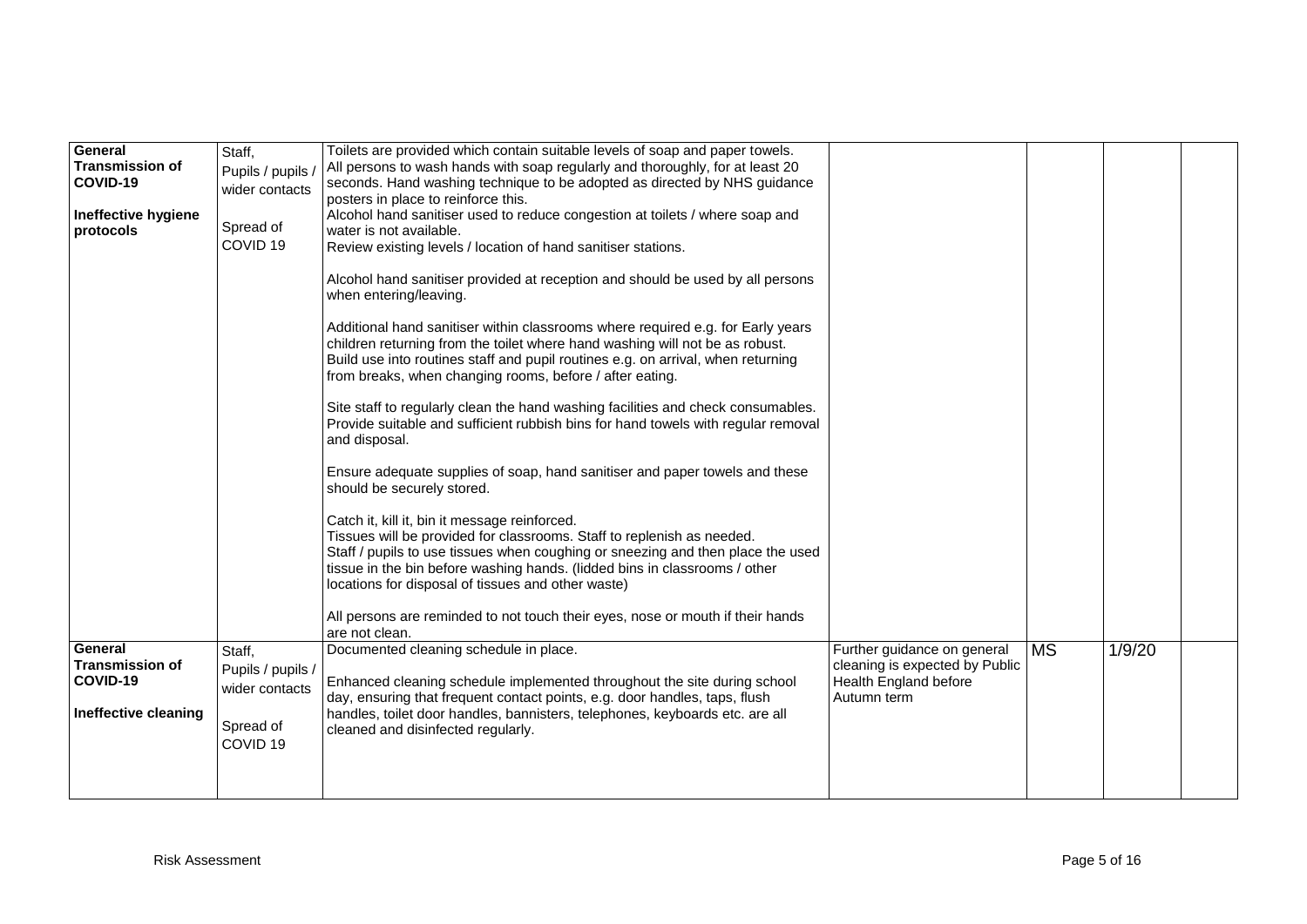| | | | | | | |
|---|---|---|---|---|---|---|
| **General Transmission of COVID-19**<br><br>**Ineffective hygiene protocols** | Staff, Pupils / pupils / wider contacts<br><br>Spread of COVID 19 | Toilets are provided which contain suitable levels of soap and paper towels.<br>All persons to wash hands with soap regularly and thoroughly, for at least 20 seconds. Hand washing technique to be adopted as directed by NHS guidance posters in place to reinforce this.<br>Alcohol hand sanitiser used to reduce congestion at toilets / where soap and water is not available.<br>Review existing levels / location of hand sanitiser stations.<br><br>Alcohol hand sanitiser provided at reception and should be used by all persons when entering/leaving.<br><br>Additional hand sanitiser within classrooms where required e.g. for Early years children returning from the toilet where hand washing will not be as robust.<br>Build use into routines staff and pupil routines e.g. on arrival, when returning from breaks, when changing rooms, before / after eating.<br><br>Site staff to regularly clean the hand washing facilities and check consumables.<br>Provide suitable and sufficient rubbish bins for hand towels with regular removal and disposal.<br><br>Ensure adequate supplies of soap, hand sanitiser and paper towels and these should be securely stored.<br><br>Catch it, kill it, bin it message reinforced.<br>Tissues will be provided for classrooms. Staff to replenish as needed.<br>Staff / pupils to use tissues when coughing or sneezing and then place the used tissue in the bin before washing hands. (lidded bins in classrooms / other locations for disposal of tissues and other waste)<br><br>All persons are reminded to not touch their eyes, nose or mouth if their hands are not clean. | | | | |
| **General Transmission of COVID-19**<br><br>**Ineffective cleaning** | Staff, Pupils / pupils / wider contacts<br><br>Spread of COVID 19 | Documented cleaning schedule in place.<br><br>Enhanced cleaning schedule implemented throughout the site during school day, ensuring that frequent contact points, e.g. door handles, taps, flush handles, toilet door handles, bannisters, telephones, keyboards etc. are all cleaned and disinfected regularly. | Further guidance on general cleaning is expected by Public Health England before Autumn term | MS | 1/9/20 | |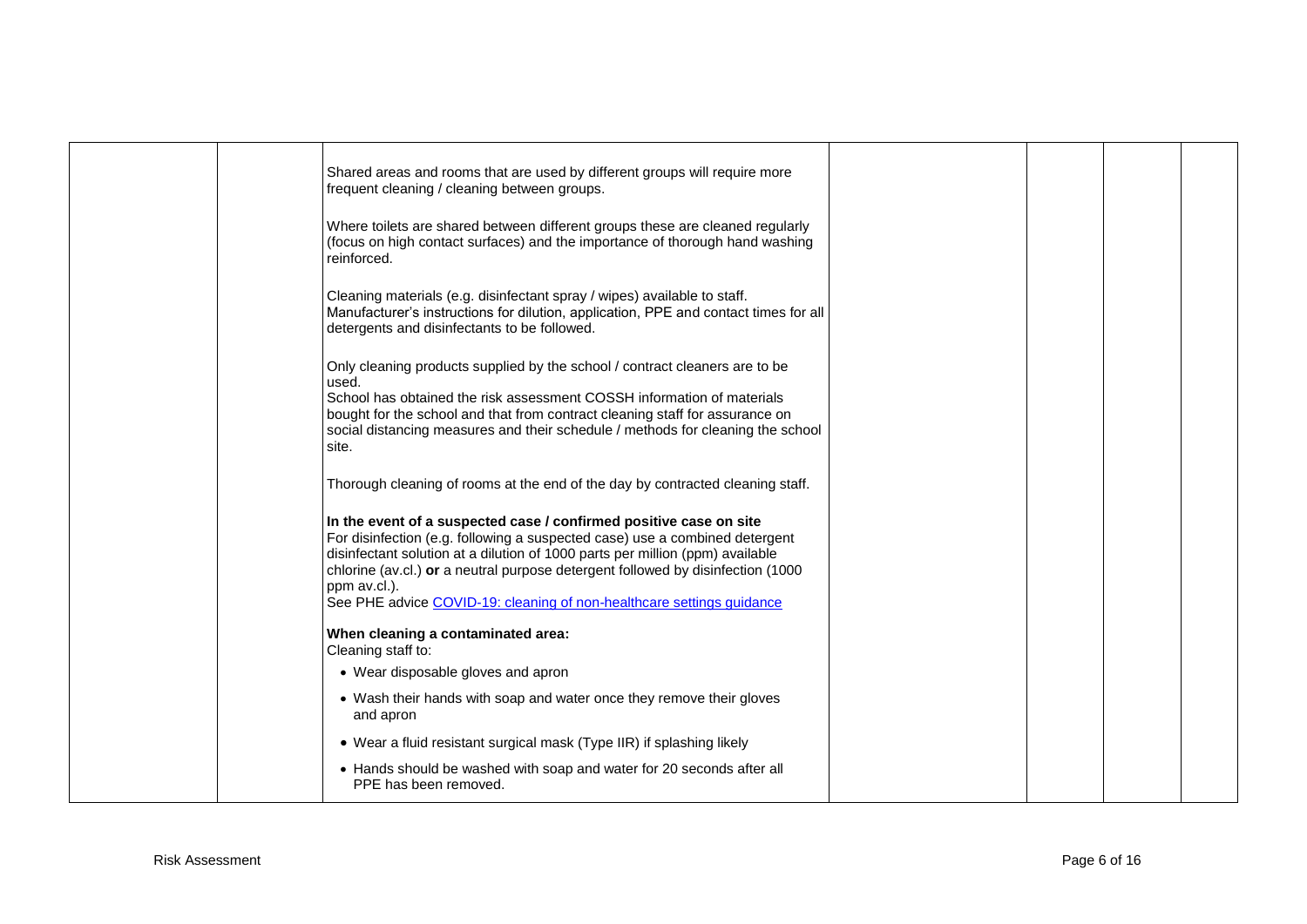| | | | | | | |
|---|---|---|---|---|---|---|
| | | Shared areas and rooms that are used by different groups will require more frequent cleaning / cleaning between groups.<br><br>Where toilets are shared between different groups these are cleaned regularly (focus on high contact surfaces) and the importance of thorough hand washing reinforced.<br><br>Cleaning materials (e.g. disinfectant spray / wipes) available to staff. Manufacturer's instructions for dilution, application, PPE and contact times for all detergents and disinfectants to be followed.<br><br>Only cleaning products supplied by the school / contract cleaners are to be used.<br>School has obtained the risk assessment COSSH information of materials bought for the school and that from contract cleaning staff for assurance on social distancing measures and their schedule / methods for cleaning the school site.<br><br>Thorough cleaning of rooms at the end of the day by contracted cleaning staff.<br><br>**In the event of a suspected case / confirmed positive case on site**<br>For disinfection (e.g. following a suspected case) use a combined detergent disinfectant solution at a dilution of 1000 parts per million (ppm) available chlorine (av.cl.) **or** a neutral purpose detergent followed by disinfection (1000 ppm av.cl.).<br>See PHE advice [COVID-19: cleaning of non-healthcare settings guidance]()<br><br>**When cleaning a contaminated area:**<br>Cleaning staff to:<br>• Wear disposable gloves and apron<br>• Wash their hands with soap and water once they remove their gloves and apron<br>• Wear a fluid resistant surgical mask (Type IIR) if splashing likely<br>• Hands should be washed with soap and water for 20 seconds after all PPE has been removed. | | | | |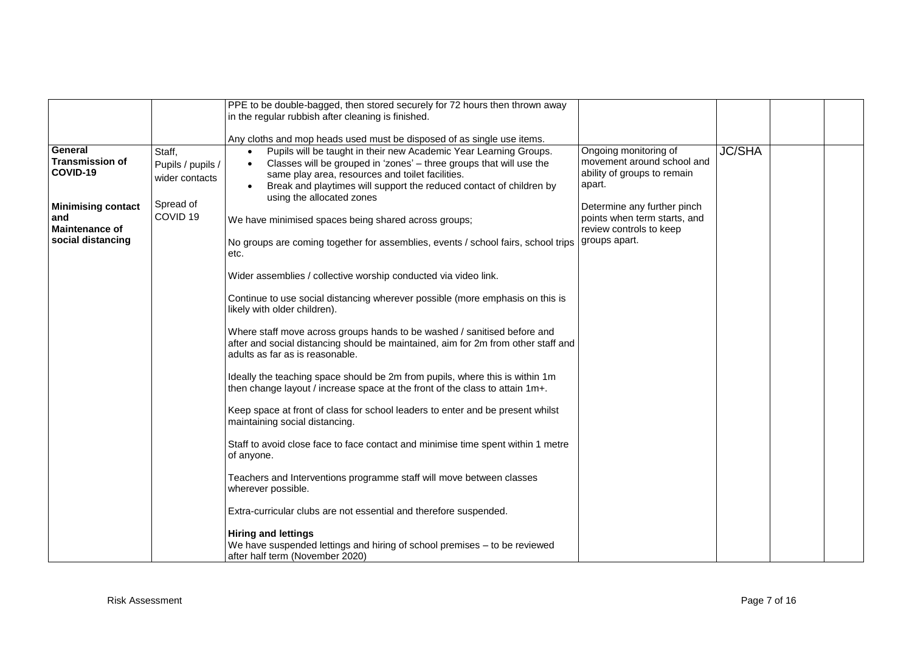| | | | | | | |
|---|---|---|---|---|---|---|
| | | PPE to be double-bagged, then stored securely for 72 hours then thrown away in the regular rubbish after cleaning is finished.<br><br>Any cloths and mop heads used must be disposed of as single use items. | | | | |
| **General Transmission of COVID-19**<br><br>**Minimising contact and Maintenance of social distancing** | Staff, Pupils / pupils / wider contacts<br><br>Spread of COVID 19 | • Pupils will be taught in their new Academic Year Learning Groups.<br>• Classes will be grouped in 'zones' – three groups that will use the same play area, resources and toilet facilities.<br>• Break and playtimes will support the reduced contact of children by using the allocated zones<br><br>We have minimised spaces being shared across groups;<br><br>No groups are coming together for assemblies, events / school fairs, school trips etc.<br><br>Wider assemblies / collective worship conducted via video link.<br><br>Continue to use social distancing wherever possible (more emphasis on this is likely with older children).<br><br>Where staff move across groups hands to be washed / sanitised before and after and social distancing should be maintained, aim for 2m from other staff and adults as far as is reasonable.<br><br>Ideally the teaching space should be 2m from pupils, where this is within 1m then change layout / increase space at the front of the class to attain 1m+.<br><br>Keep space at front of class for school leaders to enter and be present whilst maintaining social distancing.<br><br>Staff to avoid close face to face contact and minimise time spent within 1 metre of anyone.<br><br>Teachers and Interventions programme staff will move between classes wherever possible.<br><br>Extra-curricular clubs are not essential and therefore suspended.<br><br>**Hiring and lettings**<br>We have suspended lettings and hiring of school premises – to be reviewed after half term (November 2020) | Ongoing monitoring of movement around school and ability of groups to remain apart.<br><br>Determine any further pinch points when term starts, and review controls to keep groups apart. | JC/SHA | | |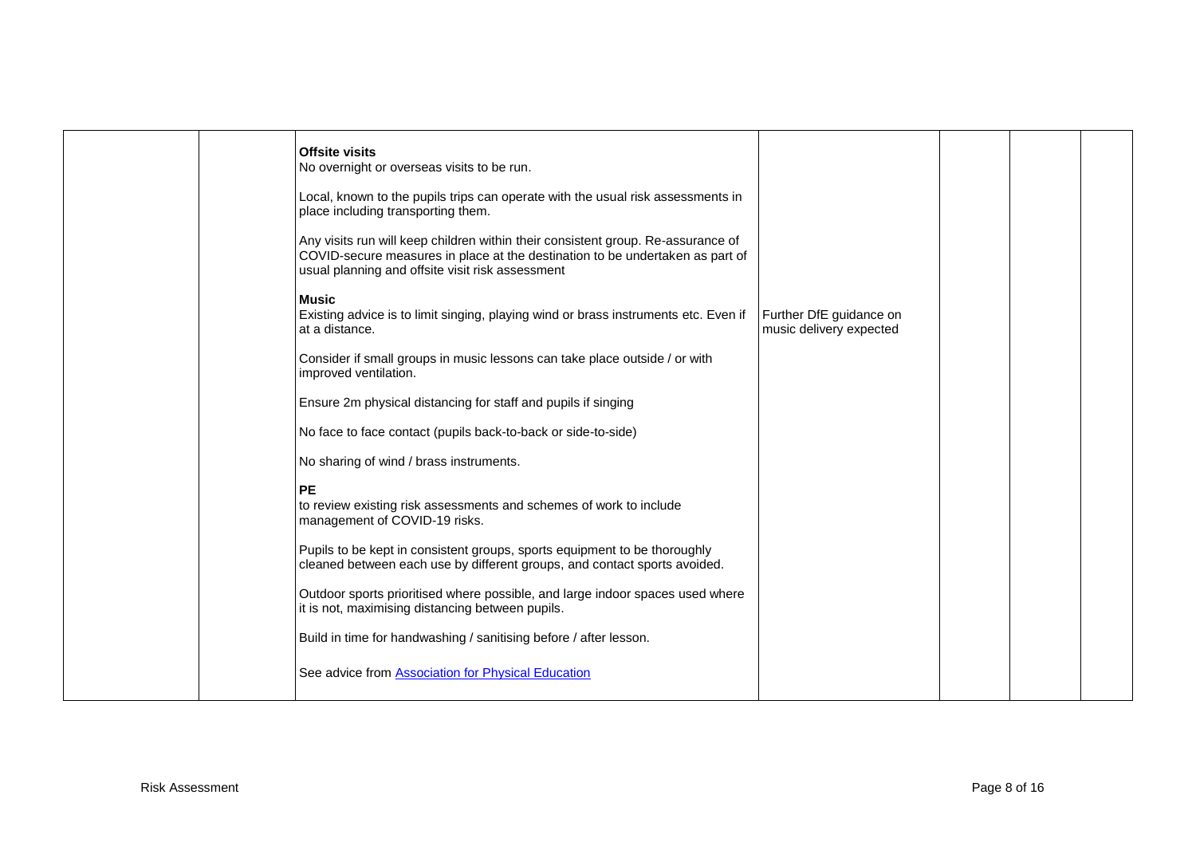| | | | | | | |
|---|---|---|---|---|---|---|
| | | **Offsite visits**<br>No overnight or overseas visits to be run.<br><br>Local, known to the pupils trips can operate with the usual risk assessments in place including transporting them.<br><br>Any visits run will keep children within their consistent group. Re-assurance of COVID-secure measures in place at the destination to be undertaken as part of usual planning and offsite visit risk assessment<br><br>**Music**<br>Existing advice is to limit singing, playing wind or brass instruments etc. Even if at a distance.<br><br>Consider if small groups in music lessons can take place outside / or with improved ventilation.<br><br>Ensure 2m physical distancing for staff and pupils if singing<br><br>No face to face contact (pupils back-to-back or side-to-side)<br><br>No sharing of wind / brass instruments.<br><br>**PE**<br>to review existing risk assessments and schemes of work to include management of COVID-19 risks.<br><br>Pupils to be kept in consistent groups, sports equipment to be thoroughly cleaned between each use by different groups, and contact sports avoided.<br><br>Outdoor sports prioritised where possible, and large indoor spaces used where it is not, maximising distancing between pupils.<br><br>Build in time for handwashing / sanitising before / after lesson.<br><br>See advice from Association for Physical Education | Further DfE guidance on music delivery expected | | | |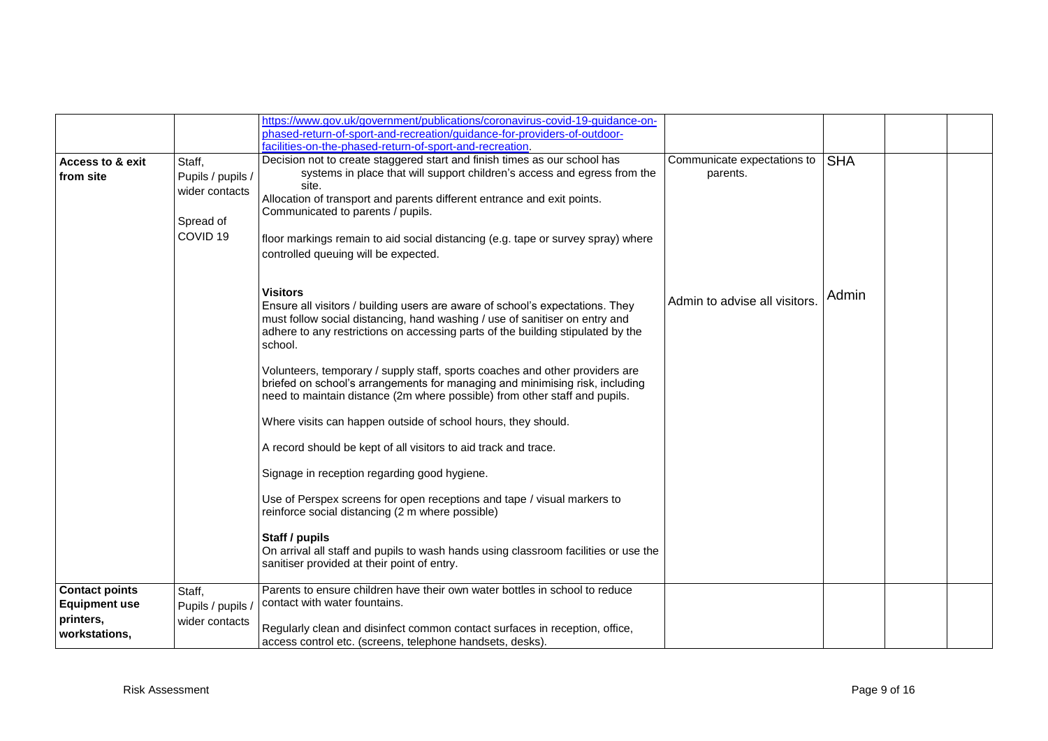| | | | | | | |
|---|---|---|---|---|---|---|
| | | https://www.gov.uk/government/publications/coronavirus-covid-19-guidance-on-phased-return-of-sport-and-recreation/guidance-for-providers-of-outdoor-facilities-on-the-phased-return-of-sport-and-recreation. | | | | |
| **Access to & exit from site** | Staff, Pupils / pupils / wider contacts<br><br>Spread of COVID 19 | Decision not to create staggered start and finish times as our school has systems in place that will support children's access and egress from the site.<br>Allocation of transport and parents different entrance and exit points. Communicated to parents / pupils.<br><br>floor markings remain to aid social distancing (e.g. tape or survey spray) where controlled queuing will be expected.<br><br>**Visitors**<br>Ensure all visitors / building users are aware of school's expectations. They must follow social distancing, hand washing / use of sanitiser on entry and adhere to any restrictions on accessing parts of the building stipulated by the school.<br><br>Volunteers, temporary / supply staff, sports coaches and other providers are briefed on school's arrangements for managing and minimising risk, including need to maintain distance (2m where possible) from other staff and pupils.<br><br>Where visits can happen outside of school hours, they should.<br><br>A record should be kept of all visitors to aid track and trace.<br><br>Signage in reception regarding good hygiene.<br><br>Use of Perspex screens for open receptions and tape / visual markers to reinforce social distancing (2 m where possible)<br><br>**Staff / pupils**<br>On arrival all staff and pupils to wash hands using classroom facilities or use the sanitiser provided at their point of entry. | Communicate expectations to parents.<br><br>Admin to advise all visitors. | SHA<br><br>Admin | | |
| **Contact points Equipment use printers, workstations,** | Staff, Pupils / pupils / wider contacts | Parents to ensure children have their own water bottles in school to reduce contact with water fountains.<br><br>Regularly clean and disinfect common contact surfaces in reception, office, access control etc. (screens, telephone handsets, desks). | | | | |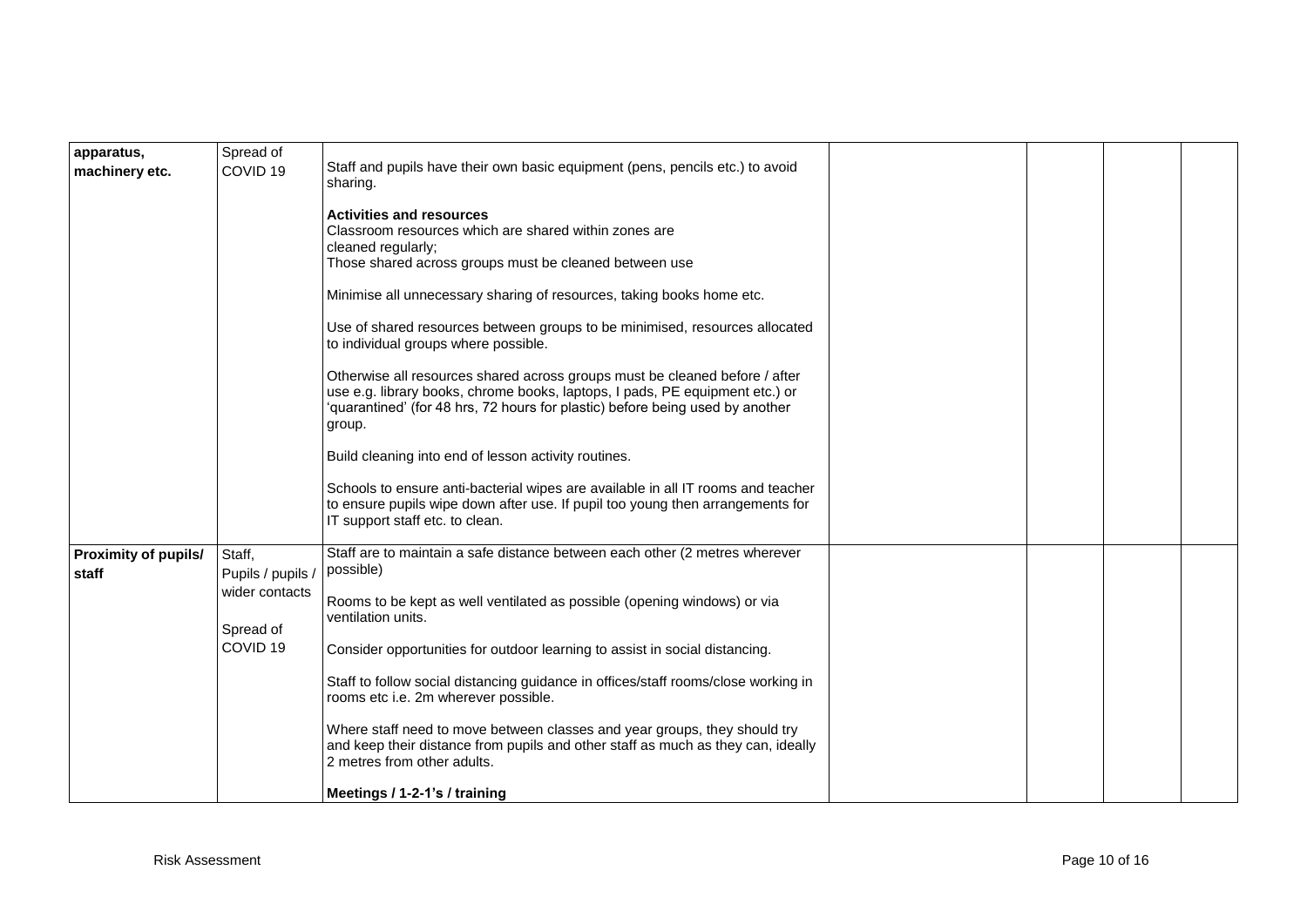| | | | | | | |
|---|---|---|---|---|---|---|
| **apparatus, machinery etc.** | Spread of COVID 19 | Staff and pupils have their own basic equipment (pens, pencils etc.) to avoid sharing.<br><br>**Activities and resources**<br>Classroom resources which are shared within zones are cleaned regularly;<br>Those shared across groups must be cleaned between use<br><br>Minimise all unnecessary sharing of resources, taking books home etc.<br><br>Use of shared resources between groups to be minimised, resources allocated to individual groups where possible.<br><br>Otherwise all resources shared across groups must be cleaned before / after use e.g. library books, chrome books, laptops, I pads, PE equipment etc.) or 'quarantined' (for 48 hrs, 72 hours for plastic) before being used by another group.<br><br>Build cleaning into end of lesson activity routines.<br><br>Schools to ensure anti-bacterial wipes are available in all IT rooms and teacher to ensure pupils wipe down after use. If pupil too young then arrangements for IT support staff etc. to clean. | | | | |
| **Proximity of pupils/ staff** | Staff, Pupils / pupils / wider contacts<br><br>Spread of COVID 19 | Staff are to maintain a safe distance between each other (2 metres wherever possible)<br><br>Rooms to be kept as well ventilated as possible (opening windows) or via ventilation units.<br><br>Consider opportunities for outdoor learning to assist in social distancing.<br><br>Staff to follow social distancing guidance in offices/staff rooms/close working in rooms etc i.e. 2m wherever possible.<br><br>Where staff need to move between classes and year groups, they should try and keep their distance from pupils and other staff as much as they can, ideally 2 metres from other adults.<br><br>**Meetings / 1-2-1's / training** | | | | |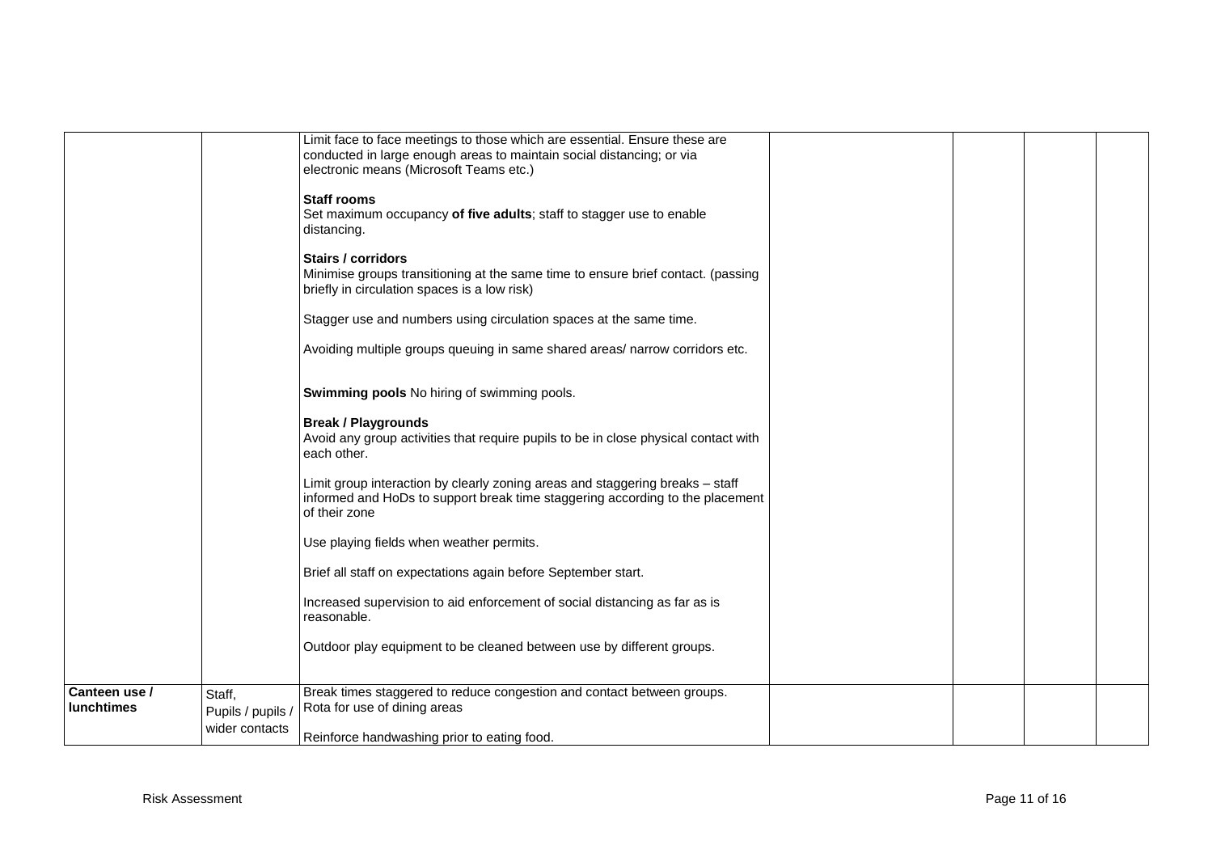| | | | | | | |
|---|---|---|---|---|---|---|
| | | Limit face to face meetings to those which are essential. Ensure these are conducted in large enough areas to maintain social distancing; or via electronic means (Microsoft Teams etc.)<br><br>**Staff rooms**<br>Set maximum occupancy **of five adults**; staff to stagger use to enable distancing.<br><br>**Stairs / corridors**<br>Minimise groups transitioning at the same time to ensure brief contact. (passing briefly in circulation spaces is a low risk)<br><br>Stagger use and numbers using circulation spaces at the same time.<br><br>Avoiding multiple groups queuing in same shared areas/ narrow corridors etc.<br><br>**Swimming pools** No hiring of swimming pools.<br><br>**Break / Playgrounds**<br>Avoid any group activities that require pupils to be in close physical contact with each other.<br><br>Limit group interaction by clearly zoning areas and staggering breaks – staff informed and HoDs to support break time staggering according to the placement of their zone<br><br>Use playing fields when weather permits.<br><br>Brief all staff on expectations again before September start.<br><br>Increased supervision to aid enforcement of social distancing as far as is reasonable.<br><br>Outdoor play equipment to be cleaned between use by different groups. | | | | |
| **Canteen use / lunchtimes** | Staff, Pupils / pupils / wider contacts | Break times staggered to reduce congestion and contact between groups.<br>Rota for use of dining areas<br><br>Reinforce handwashing prior to eating food. | | | | |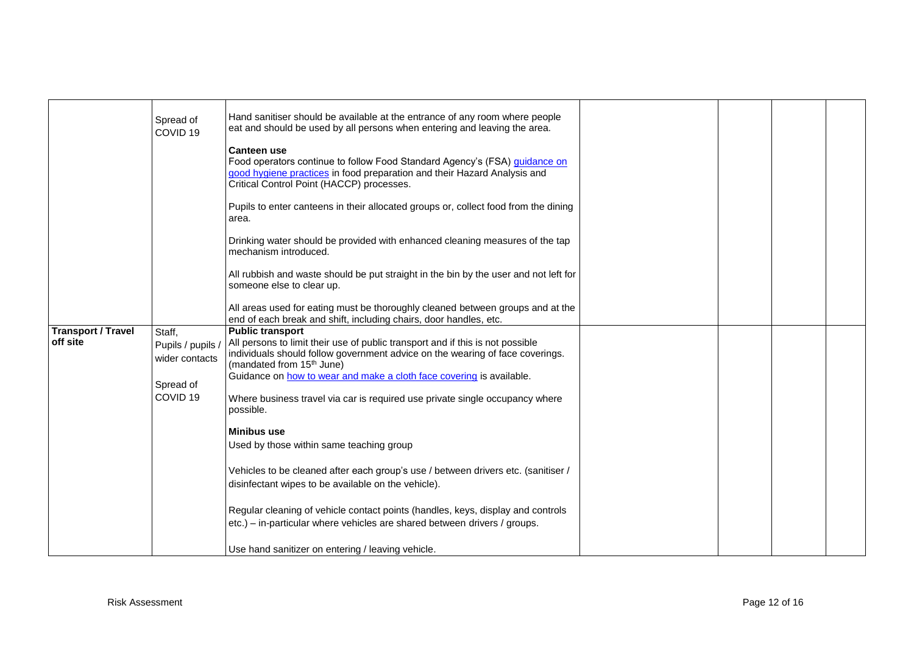| | | | | | | |
|---|---|---|---|---|---|---|
| | Spread of COVID 19 | Hand sanitiser should be available at the entrance of any room where people eat and should be used by all persons when entering and leaving the area.<br><br>**Canteen use**<br>Food operators continue to follow Food Standard Agency's (FSA) guidance on good hygiene practices in food preparation and their Hazard Analysis and Critical Control Point (HACCP) processes.<br><br>Pupils to enter canteens in their allocated groups or, collect food from the dining area.<br><br>Drinking water should be provided with enhanced cleaning measures of the tap mechanism introduced.<br><br>All rubbish and waste should be put straight in the bin by the user and not left for someone else to clear up.<br><br>All areas used for eating must be thoroughly cleaned between groups and at the end of each break and shift, including chairs, door handles, etc. | | | | |
| **Transport / Travel off site** | Staff, Pupils / pupils / wider contacts<br><br>Spread of COVID 19 | **Public transport**<br>All persons to limit their use of public transport and if this is not possible individuals should follow government advice on the wearing of face coverings. (mandated from 15th June)<br>Guidance on how to wear and make a cloth face covering is available.<br><br>Where business travel via car is required use private single occupancy where possible.<br><br>**Minibus use**<br>Used by those within same teaching group<br><br>Vehicles to be cleaned after each group's use / between drivers etc. (sanitiser / disinfectant wipes to be available on the vehicle).<br><br>Regular cleaning of vehicle contact points (handles, keys, display and controls etc.) – in-particular where vehicles are shared between drivers / groups.<br><br>Use hand sanitizer on entering / leaving vehicle. | | | | |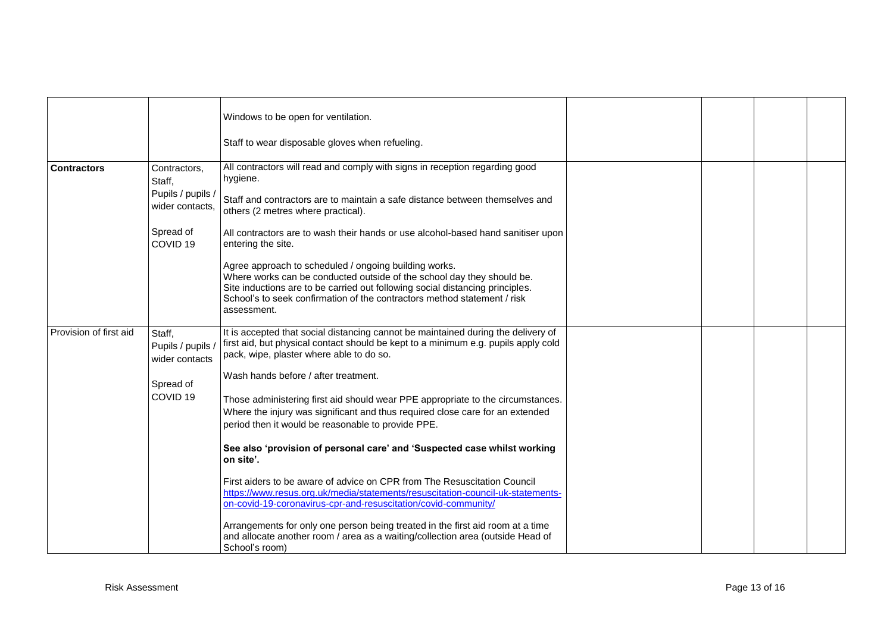|  |  |  |  |  |  |  |
|---|---|---|---|---|---|---|
|  |  | Windows to be open for ventilation.<br><br>Staff to wear disposable gloves when refueling. |  |  |  |  |
| **Contractors** | Contractors, Staff, Pupils / pupils / wider contacts,<br><br>Spread of COVID 19 | All contractors will read and comply with signs in reception regarding good hygiene.<br><br>Staff and contractors are to maintain a safe distance between themselves and others (2 metres where practical).<br><br>All contractors are to wash their hands or use alcohol-based hand sanitiser upon entering the site.<br><br>Agree approach to scheduled / ongoing building works.<br>Where works can be conducted outside of the school day they should be.<br>Site inductions are to be carried out following social distancing principles.<br>School's to seek confirmation of the contractors method statement / risk assessment. |  |  |  |  |
| Provision of first aid | Staff, Pupils / pupils / wider contacts<br><br>Spread of COVID 19 | It is accepted that social distancing cannot be maintained during the delivery of first aid, but physical contact should be kept to a minimum e.g. pupils apply cold pack, wipe, plaster where able to do so.<br><br>Wash hands before / after treatment.<br><br>Those administering first aid should wear PPE appropriate to the circumstances. Where the injury was significant and thus required close care for an extended period then it would be reasonable to provide PPE.<br><br>**See also 'provision of personal care' and 'Suspected case whilst working on site'.**<br><br>First aiders to be aware of advice on CPR from The Resuscitation Council https://www.resus.org.uk/media/statements/resuscitation-council-uk-statements-on-covid-19-coronavirus-cpr-and-resuscitation/covid-community/<br><br>Arrangements for only one person being treated in the first aid room at a time and allocate another room / area as a waiting/collection area (outside Head of School's room) |  |  |  |  |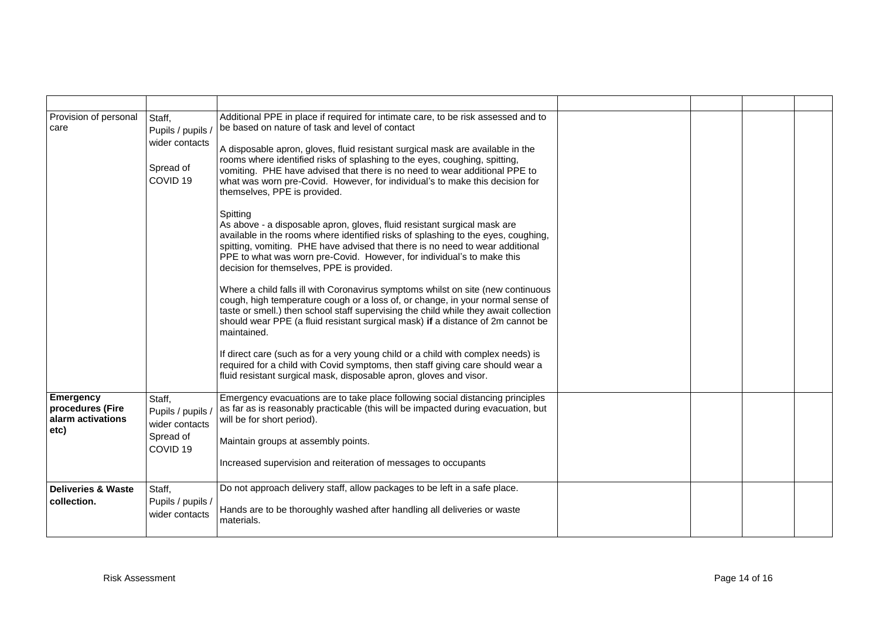| | | | | | | |
|---|---|---|---|---|---|---|
| Provision of personal care | Staff, Pupils / pupils / wider contacts<br><br>Spread of COVID 19 | Additional PPE in place if required for intimate care, to be risk assessed and to be based on nature of task and level of contact<br><br>A disposable apron, gloves, fluid resistant surgical mask are available in the rooms where identified risks of splashing to the eyes, coughing, spitting, vomiting. PHE have advised that there is no need to wear additional PPE to what was worn pre-Covid. However, for individual's to make this decision for themselves, PPE is provided.<br><br>Spitting<br>As above - a disposable apron, gloves, fluid resistant surgical mask are available in the rooms where identified risks of splashing to the eyes, coughing, spitting, vomiting. PHE have advised that there is no need to wear additional PPE to what was worn pre-Covid. However, for individual's to make this decision for themselves, PPE is provided.<br><br>Where a child falls ill with Coronavirus symptoms whilst on site (new continuous cough, high temperature cough or a loss of, or change, in your normal sense of taste or smell.) then school staff supervising the child while they await collection should wear PPE (a fluid resistant surgical mask) **if** a distance of 2m cannot be maintained.<br><br>If direct care (such as for a very young child or a child with complex needs) is required for a child with Covid symptoms, then staff giving care should wear a fluid resistant surgical mask, disposable apron, gloves and visor. | | | | |
| **Emergency procedures (Fire alarm activations etc)** | Staff, Pupils / pupils / wider contacts<br>Spread of COVID 19 | Emergency evacuations are to take place following social distancing principles as far as is reasonably practicable (this will be impacted during evacuation, but will be for short period).<br><br>Maintain groups at assembly points.<br><br>Increased supervision and reiteration of messages to occupants | | | | |
| **Deliveries & Waste collection.** | Staff, Pupils / pupils / wider contacts | Do not approach delivery staff, allow packages to be left in a safe place.<br><br>Hands are to be thoroughly washed after handling all deliveries or waste materials. | | | | |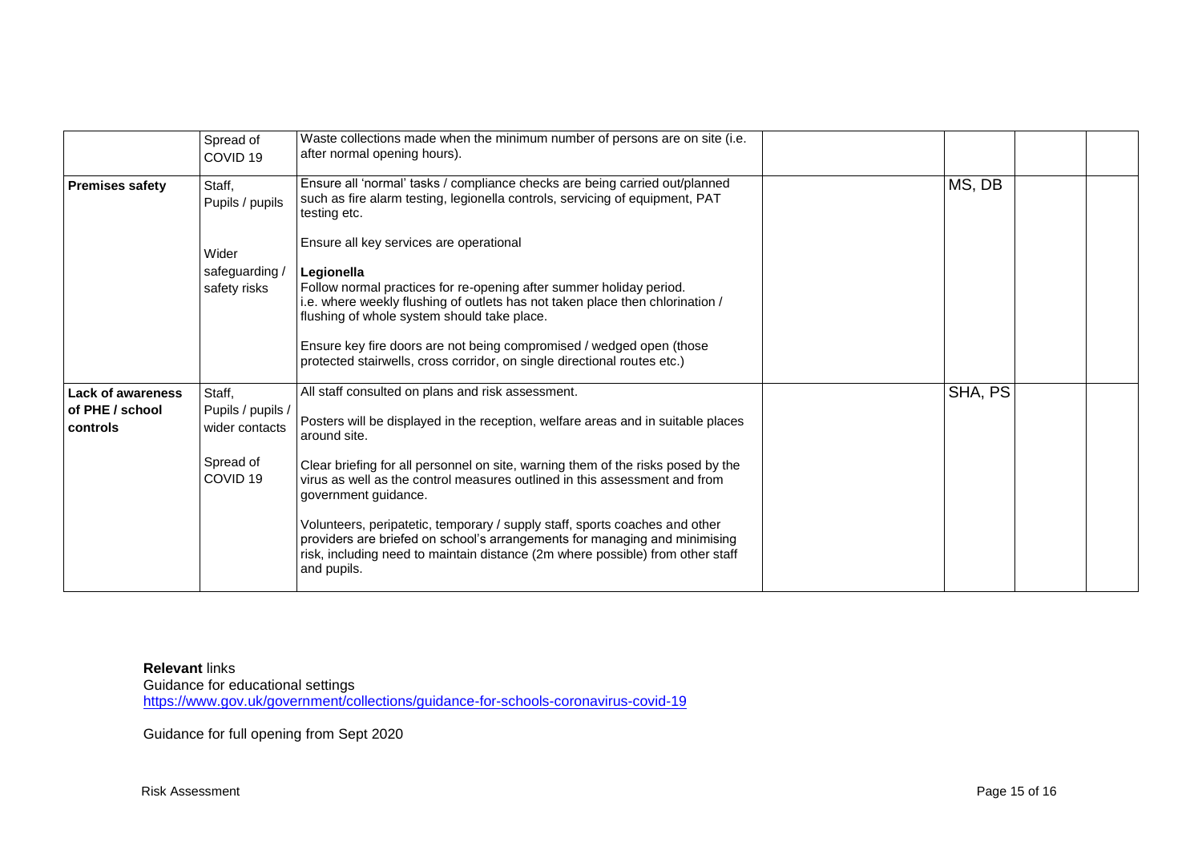| | | | | | | |
|---|---|---|---|---|---|---|
| | Spread of COVID 19 | Waste collections made when the minimum number of persons are on site (i.e. after normal opening hours). | | | | |
| **Premises safety** | Staff, Pupils / pupils<br><br>Wider safeguarding / safety risks | Ensure all 'normal' tasks / compliance checks are being carried out/planned such as fire alarm testing, legionella controls, servicing of equipment, PAT testing etc.<br><br>Ensure all key services are operational<br><br>**Legionella**<br>Follow normal practices for re-opening after summer holiday period. i.e. where weekly flushing of outlets has not taken place then chlorination / flushing of whole system should take place.<br><br>Ensure key fire doors are not being compromised / wedged open (those protected stairwells, cross corridor, on single directional routes etc.) | | MS, DB | | |
| **Lack of awareness of PHE / school controls** | Staff, Pupils / pupils / wider contacts<br><br>Spread of COVID 19 | All staff consulted on plans and risk assessment.<br><br>Posters will be displayed in the reception, welfare areas and in suitable places around site.<br><br>Clear briefing for all personnel on site, warning them of the risks posed by the virus as well as the control measures outlined in this assessment and from government guidance.<br><br>Volunteers, peripatetic, temporary / supply staff, sports coaches and other providers are briefed on school's arrangements for managing and minimising risk, including need to maintain distance (2m where possible) from other staff and pupils. | | SHA, PS | | |

**Relevant** links
Guidance for educational settings
https://www.gov.uk/government/collections/guidance-for-schools-coronavirus-covid-19

Guidance for full opening from Sept 2020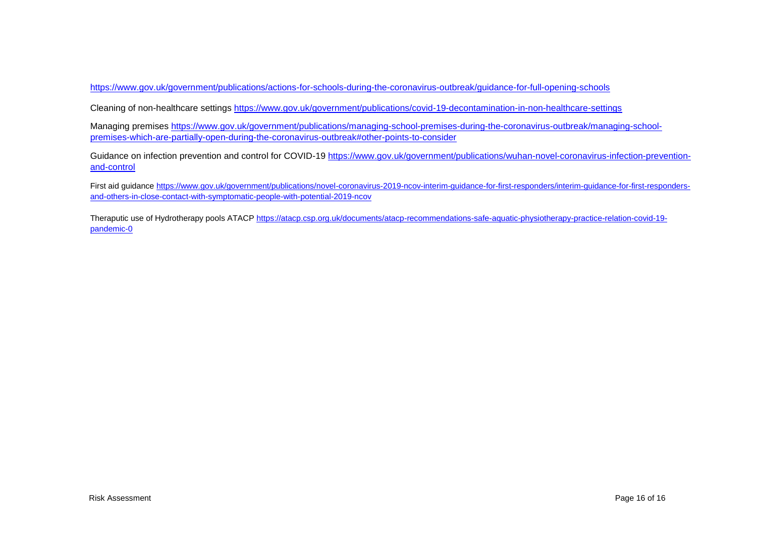https://www.gov.uk/government/publications/actions-for-schools-during-the-coronavirus-outbreak/guidance-for-full-opening-schools

Cleaning of non-healthcare settings https://www.gov.uk/government/publications/covid-19-decontamination-in-non-healthcare-settings

Managing premises https://www.gov.uk/government/publications/managing-school-premises-during-the-coronavirus-outbreak/managing-school-premises-which-are-partially-open-during-the-coronavirus-outbreak#other-points-to-consider

Guidance on infection prevention and control for COVID-19 https://www.gov.uk/government/publications/wuhan-novel-coronavirus-infection-prevention-and-control

First aid guidance https://www.gov.uk/government/publications/novel-coronavirus-2019-ncov-interim-guidance-for-first-responders/interim-guidance-for-first-responders-and-others-in-close-contact-with-symptomatic-people-with-potential-2019-ncov

Theraputic use of Hydrotherapy pools ATACP https://atacp.csp.org.uk/documents/atacp-recommendations-safe-aquatic-physiotherapy-practice-relation-covid-19-pandemic-0